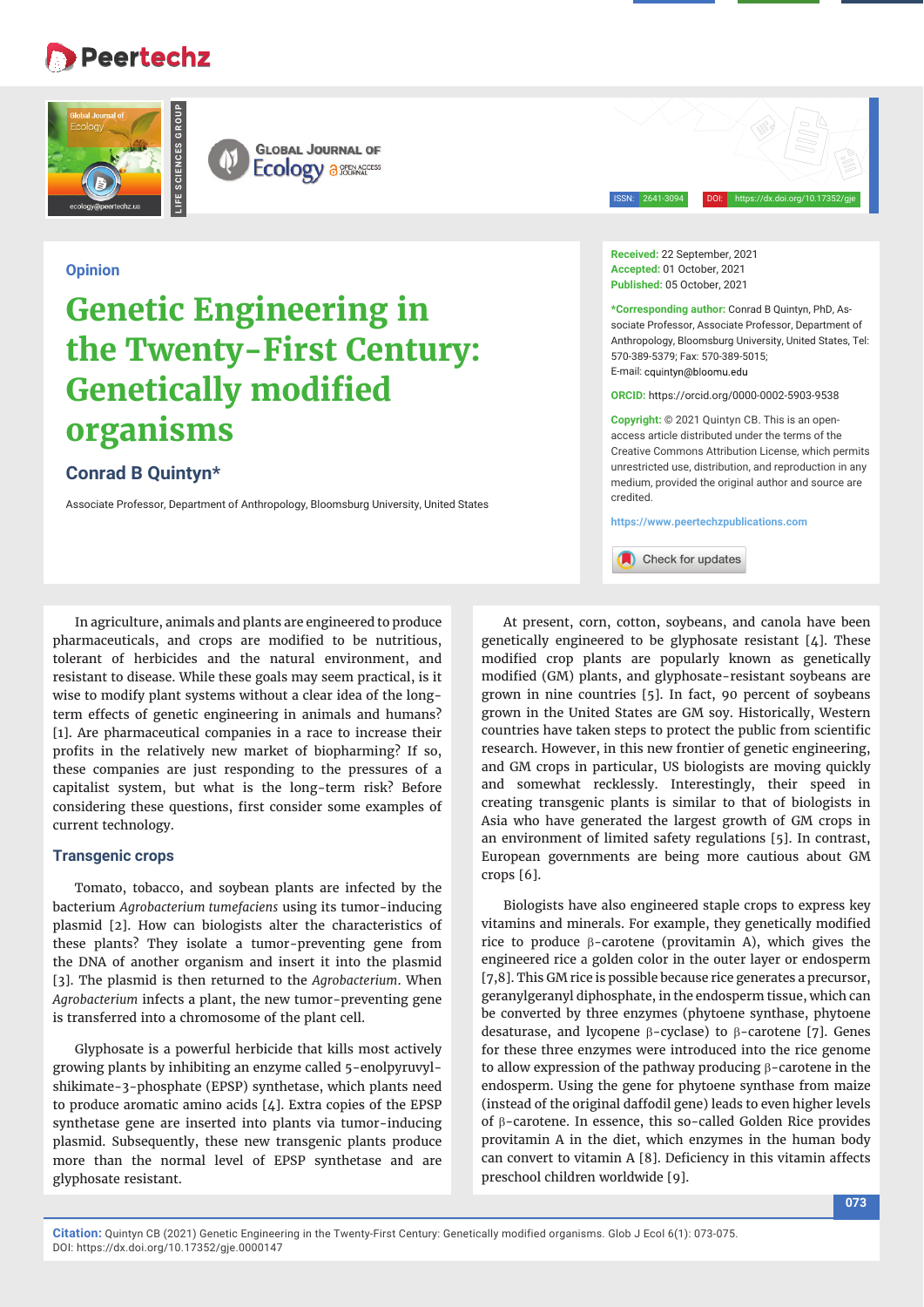Opinion

# Genetic Engineering in the Twenty-First Century: Genetically modified organisms

## Conrad B Quintyn*

Associate Professor, Department of Anthropology, Bloomsburg University, United States

**Received:** 22 September, 2021
**Accepted:** 01 October, 2021
**Published:** 05 October, 2021

***Corresponding author:** Conrad B Quintyn, PhD, Associate Professor, Associate Professor, Department of Anthropology, Bloomsburg University, United States, Tel: 570-389-5379; Fax: 570-389-5015;
E-mail: cquintyn@bloomu.edu

**ORCID:** https://orcid.org/0000-0002-5903-9538

**Copyright:** © 2021 Quintyn CB. This is an open-access article distributed under the terms of the Creative Commons Attribution License, which permits unrestricted use, distribution, and reproduction in any medium, provided the original author and source are credited.

https://www.peertechzpublications.com

In agriculture, animals and plants are engineered to produce pharmaceuticals, and crops are modified to be nutritious, tolerant of herbicides and the natural environment, and resistant to disease. While these goals may seem practical, is it wise to modify plant systems without a clear idea of the long-term effects of genetic engineering in animals and humans? [1]. Are pharmaceutical companies in a race to increase their profits in the relatively new market of biopharming? If so, these companies are just responding to the pressures of a capitalist system, but what is the long-term risk? Before considering these questions, first consider some examples of current technology.

### Transgenic crops

Tomato, tobacco, and soybean plants are infected by the bacterium *Agrobacterium tumefaciens* using its tumor-inducing plasmid [2]. How can biologists alter the characteristics of these plants? They isolate a tumor-preventing gene from the DNA of another organism and insert it into the plasmid [3]. The plasmid is then returned to the *Agrobacterium*. When *Agrobacterium* infects a plant, the new tumor-preventing gene is transferred into a chromosome of the plant cell.

Glyphosate is a powerful herbicide that kills most actively growing plants by inhibiting an enzyme called 5-enolpyruvyl-shikimate-3-phosphate (EPSP) synthetase, which plants need to produce aromatic amino acids [4]. Extra copies of the EPSP synthetase gene are inserted into plants via tumor-inducing plasmid. Subsequently, these new transgenic plants produce more than the normal level of EPSP synthetase and are glyphosate resistant.

At present, corn, cotton, soybeans, and canola have been genetically engineered to be glyphosate resistant [4]. These modified crop plants are popularly known as genetically modified (GM) plants, and glyphosate-resistant soybeans are grown in nine countries [5]. In fact, 90 percent of soybeans grown in the United States are GM soy. Historically, Western countries have taken steps to protect the public from scientific research. However, in this new frontier of genetic engineering, and GM crops in particular, US biologists are moving quickly and somewhat recklessly. Interestingly, their speed in creating transgenic plants is similar to that of biologists in Asia who have generated the largest growth of GM crops in an environment of limited safety regulations [5]. In contrast, European governments are being more cautious about GM crops [6].

Biologists have also engineered staple crops to express key vitamins and minerals. For example, they genetically modified rice to produce β-carotene (provitamin A), which gives the engineered rice a golden color in the outer layer or endosperm [7,8]. This GM rice is possible because rice generates a precursor, geranylgeranyl diphosphate, in the endosperm tissue, which can be converted by three enzymes (phytoene synthase, phytoene desaturase, and lycopene β-cyclase) to β-carotene [7]. Genes for these three enzymes were introduced into the rice genome to allow expression of the pathway producing β-carotene in the endosperm. Using the gene for phytoene synthase from maize (instead of the original daffodil gene) leads to even higher levels of β-carotene. In essence, this so-called Golden Rice provides provitamin A in the diet, which enzymes in the human body can convert to vitamin A [8]. Deficiency in this vitamin affects preschool children worldwide [9].

**Citation:** Quintyn CB (2021) Genetic Engineering in the Twenty-First Century: Genetically modified organisms. Glob J Ecol 6(1): 073-075. DOI: https://dx.doi.org/10.17352/gje.0000147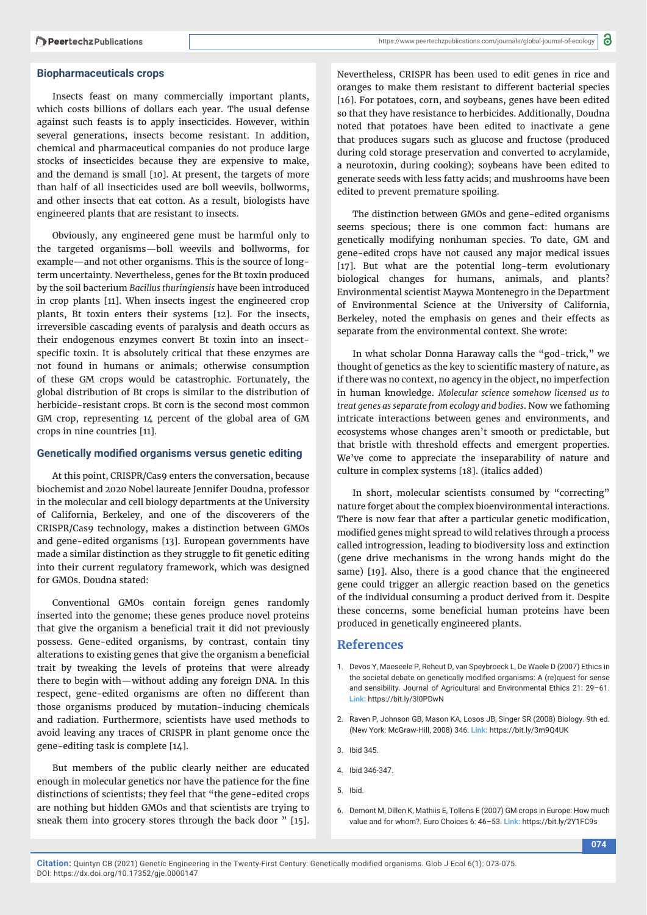## Biopharmaceuticals crops

Insects feast on many commercially important plants, which costs billions of dollars each year. The usual defense against such feasts is to apply insecticides. However, within several generations, insects become resistant. In addition, chemical and pharmaceutical companies do not produce large stocks of insecticides because they are expensive to make, and the demand is small [10]. At present, the targets of more than half of all insecticides used are boll weevils, bollworms, and other insects that eat cotton. As a result, biologists have engineered plants that are resistant to insects.

Obviously, any engineered gene must be harmful only to the targeted organisms—boll weevils and bollworms, for example—and not other organisms. This is the source of long-term uncertainty. Nevertheless, genes for the Bt toxin produced by the soil bacterium *Bacillus thuringiensis* have been introduced in crop plants [11]. When insects ingest the engineered crop plants, Bt toxin enters their systems [12]. For the insects, irreversible cascading events of paralysis and death occurs as their endogenous enzymes convert Bt toxin into an insect-specific toxin. It is absolutely critical that these enzymes are not found in humans or animals; otherwise consumption of these GM crops would be catastrophic. Fortunately, the global distribution of Bt crops is similar to the distribution of herbicide-resistant crops. Bt corn is the second most common GM crop, representing 14 percent of the global area of GM crops in nine countries [11].

## Genetically modified organisms versus genetic editing

At this point, CRISPR/Cas9 enters the conversation, because biochemist and 2020 Nobel laureate Jennifer Doudna, professor in the molecular and cell biology departments at the University of California, Berkeley, and one of the discoverers of the CRISPR/Cas9 technology, makes a distinction between GMOs and gene-edited organisms [13]. European governments have made a similar distinction as they struggle to fit genetic editing into their current regulatory framework, which was designed for GMOs. Doudna stated:

> Conventional GMOs contain foreign genes randomly inserted into the genome; these genes produce novel proteins that give the organism a beneficial trait it did not previously possess. Gene-edited organisms, by contrast, contain tiny alterations to existing genes that give the organism a beneficial trait by tweaking the levels of proteins that were already there to begin with—without adding any foreign DNA. In this respect, gene-edited organisms are often no different than those organisms produced by mutation-inducing chemicals and radiation. Furthermore, scientists have used methods to avoid leaving any traces of CRISPR in plant genome once the gene-editing task is complete [14].

But members of the public clearly neither are educated enough in molecular genetics nor have the patience for the fine distinctions of scientists; they feel that "the gene-edited crops are nothing but hidden GMOs and that scientists are trying to sneak them into grocery stores through the back door " [15]. Nevertheless, CRISPR has been used to edit genes in rice and oranges to make them resistant to different bacterial species [16]. For potatoes, corn, and soybeans, genes have been edited so that they have resistance to herbicides. Additionally, Doudna noted that potatoes have been edited to inactivate a gene that produces sugars such as glucose and fructose (produced during cold storage preservation and converted to acrylamide, a neurotoxin, during cooking); soybeans have been edited to generate seeds with less fatty acids; and mushrooms have been edited to prevent premature spoiling.

The distinction between GMOs and gene-edited organisms seems specious; there is one common fact: humans are genetically modifying nonhuman species. To date, GM and gene-edited crops have not caused any major medical issues [17]. But what are the potential long-term evolutionary biological changes for humans, animals, and plants? Environmental scientist Maywa Montenegro in the Department of Environmental Science at the University of California, Berkeley, noted the emphasis on genes and their effects as separate from the environmental context. She wrote:

> In what scholar Donna Haraway calls the "god-trick," we thought of genetics as the key to scientific mastery of nature, as if there was no context, no agency in the object, no imperfection in human knowledge. *Molecular science somehow licensed us to treat genes as separate from ecology and bodies*. Now we fathoming intricate interactions between genes and environments, and ecosystems whose changes aren't smooth or predictable, but that bristle with threshold effects and emergent properties. We've come to appreciate the inseparability of nature and culture in complex systems [18]. (italics added)

In short, molecular scientists consumed by "correcting" nature forget about the complex bioenvironmental interactions. There is now fear that after a particular genetic modification, modified genes might spread to wild relatives through a process called introgression, leading to biodiversity loss and extinction (gene drive mechanisms in the wrong hands might do the same) [19]. Also, there is a good chance that the engineered gene could trigger an allergic reaction based on the genetics of the individual consuming a product derived from it. Despite these concerns, some beneficial human proteins have been produced in genetically engineered plants.

## References

1. Devos Y, Maeseele P, Reheut D, van Speybroeck L, De Waele D (2007) Ethics in the societal debate on genetically modified organisms: A (re)quest for sense and sensibility. Journal of Agricultural and Environmental Ethics 21: 29–61. **Link:** https://bit.ly/3l0PDwN
2. Raven P, Johnson GB, Mason KA, Losos JB, Singer SR (2008) Biology. 9th ed. (New York: McGraw-Hill, 2008) 346. **Link:** https://bit.ly/3m9Q4UK
3. Ibid 345.
4. Ibid 346-347.
5. Ibid.
6. Demont M, Dillen K, Mathiis E, Tollens E (2007) GM crops in Europe: How much value and for whom?. Euro Choices 6: 46–53. **Link:** https://bit.ly/2Y1FC9s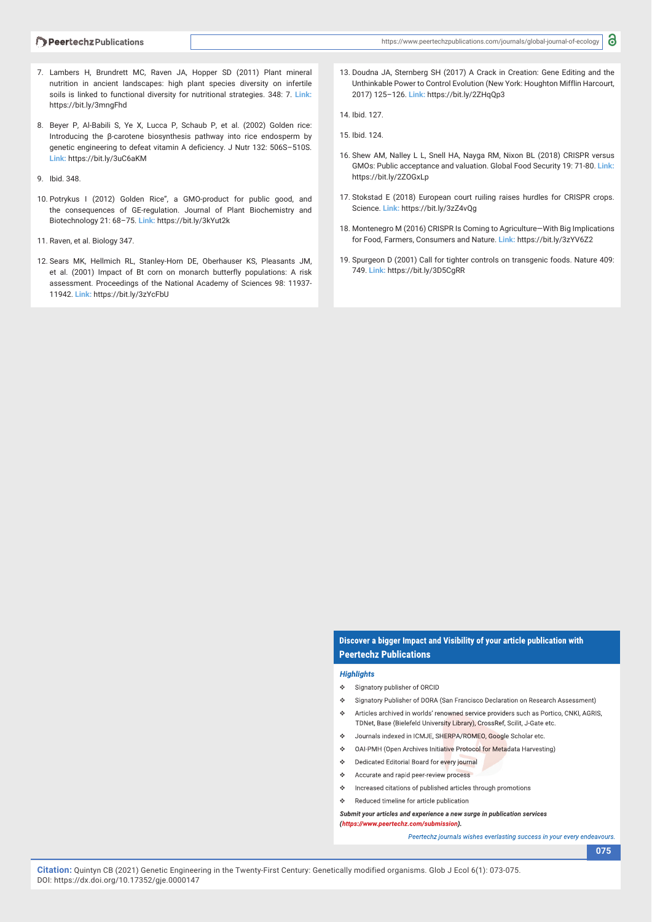7. Lambers H, Brundrett MC, Raven JA, Hopper SD (2011) Plant mineral nutrition in ancient landscapes: high plant species diversity on infertile soils is linked to functional diversity for nutritional strategies. 348: 7. **Link:** https://bit.ly/3mngFhd

8. Beyer P, Al-Babili S, Ye X, Lucca P, Schaub P, et al. (2002) Golden rice: Introducing the β-carotene biosynthesis pathway into rice endosperm by genetic engineering to defeat vitamin A deficiency. J Nutr 132: 506S–510S. **Link:** https://bit.ly/3uC6aKM

9. Ibid. 348.

10. Potrykus I (2012) Golden Rice", a GMO-product for public good, and the consequences of GE-regulation. Journal of Plant Biochemistry and Biotechnology 21: 68–75. **Link:** https://bit.ly/3kYut2k

11. Raven, et al. Biology 347.

12. Sears MK, Hellmich RL, Stanley-Horn DE, Oberhauser KS, Pleasants JM, et al. (2001) Impact of Bt corn on monarch butterfly populations: A risk assessment. Proceedings of the National Academy of Sciences 98: 11937-11942. **Link:** https://bit.ly/3zYcFbU

13. Doudna JA, Sternberg SH (2017) A Crack in Creation: Gene Editing and the Unthinkable Power to Control Evolution (New York: Houghton Mifflin Harcourt, 2017) 125–126. **Link:** https://bit.ly/2ZHqQp3

14. Ibid. 127.

15. Ibid. 124.

16. Shew AM, Nalley L L, Snell HA, Nayga RM, Nixon BL (2018) CRISPR versus GMOs: Public acceptance and valuation. Global Food Security 19: 71-80. **Link:** https://bit.ly/2ZOGxLp

17. Stokstad E (2018) European court ruiling raises hurdles for CRISPR crops. Science. **Link:** https://bit.ly/3zZ4vQg

18. Montenegro M (2016) CRISPR Is Coming to Agriculture—With Big Implications for Food, Farmers, Consumers and Nature. **Link:** https://bit.ly/3zYV6Z2

19. Spurgeon D (2001) Call for tighter controls on transgenic foods. Nature 409: 749. **Link:** https://bit.ly/3D5CgRR

**Discover a bigger Impact and Visibility of your article publication with Peertechz Publications**

***Highlights***

- Signatory publisher of ORCID
- Signatory Publisher of DORA (San Francisco Declaration on Research Assessment)
- Articles archived in worlds' renowned service providers such as Portico, CNKI, AGRIS, TDNet, Base (Bielefeld University Library), CrossRef, Scilit, J-Gate etc.
- Journals indexed in ICMJE, SHERPA/ROMEO, Google Scholar etc.
- OAI-PMH (Open Archives Initiative Protocol for Metadata Harvesting)
- Dedicated Editorial Board for every journal
- Accurate and rapid peer-review process
- Increased citations of published articles through promotions
- Reduced timeline for article publication

***Submit your articles and experience a new surge in publication services (https://www.peertechz.com/submission).***

*Peertechz journals wishes everlasting success in your every endeavours.*

**Citation:** Quintyn CB (2021) Genetic Engineering in the Twenty-First Century: Genetically modified organisms. Glob J Ecol 6(1): 073-075. DOI: https://dx.doi.org/10.17352/gje.0000147